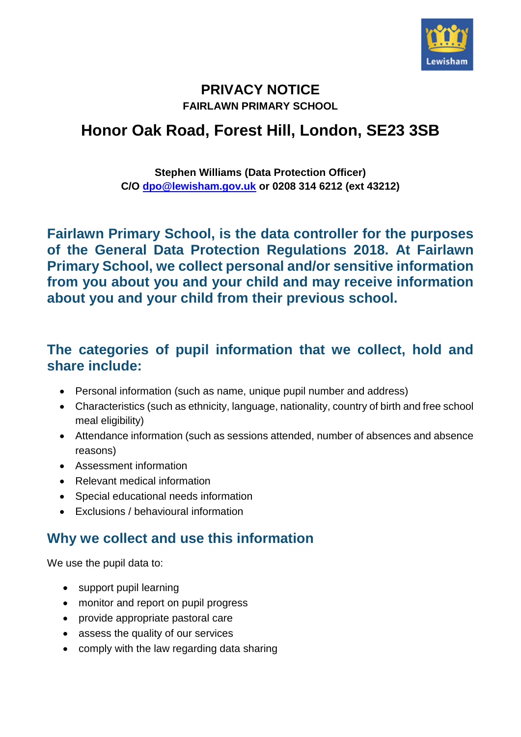# PRIVACY NOTICE

**FAIRLAWN PRIMARY SCHOOL**

## Honor Oak Road, Forest Hill, London, SE23 3SB

**Stephen Williams (Data Protection Officer)**
**C/O dpo@lewisham.gov.uk or 0208 314 6212 (ext 43212)**

**Fairlawn Primary School, is the data controller for the purposes of the General Data Protection Regulations 2018. At Fairlawn Primary School, we collect personal and/or sensitive information from you about you and your child and may receive information about you and your child from their previous school.**

## The categories of pupil information that we collect, hold and share include:

- Personal information (such as name, unique pupil number and address)
- Characteristics (such as ethnicity, language, nationality, country of birth and free school meal eligibility)
- Attendance information (such as sessions attended, number of absences and absence reasons)
- Assessment information
- Relevant medical information
- Special educational needs information
- Exclusions / behavioural information

## Why we collect and use this information

We use the pupil data to:

- support pupil learning
- monitor and report on pupil progress
- provide appropriate pastoral care
- assess the quality of our services
- comply with the law regarding data sharing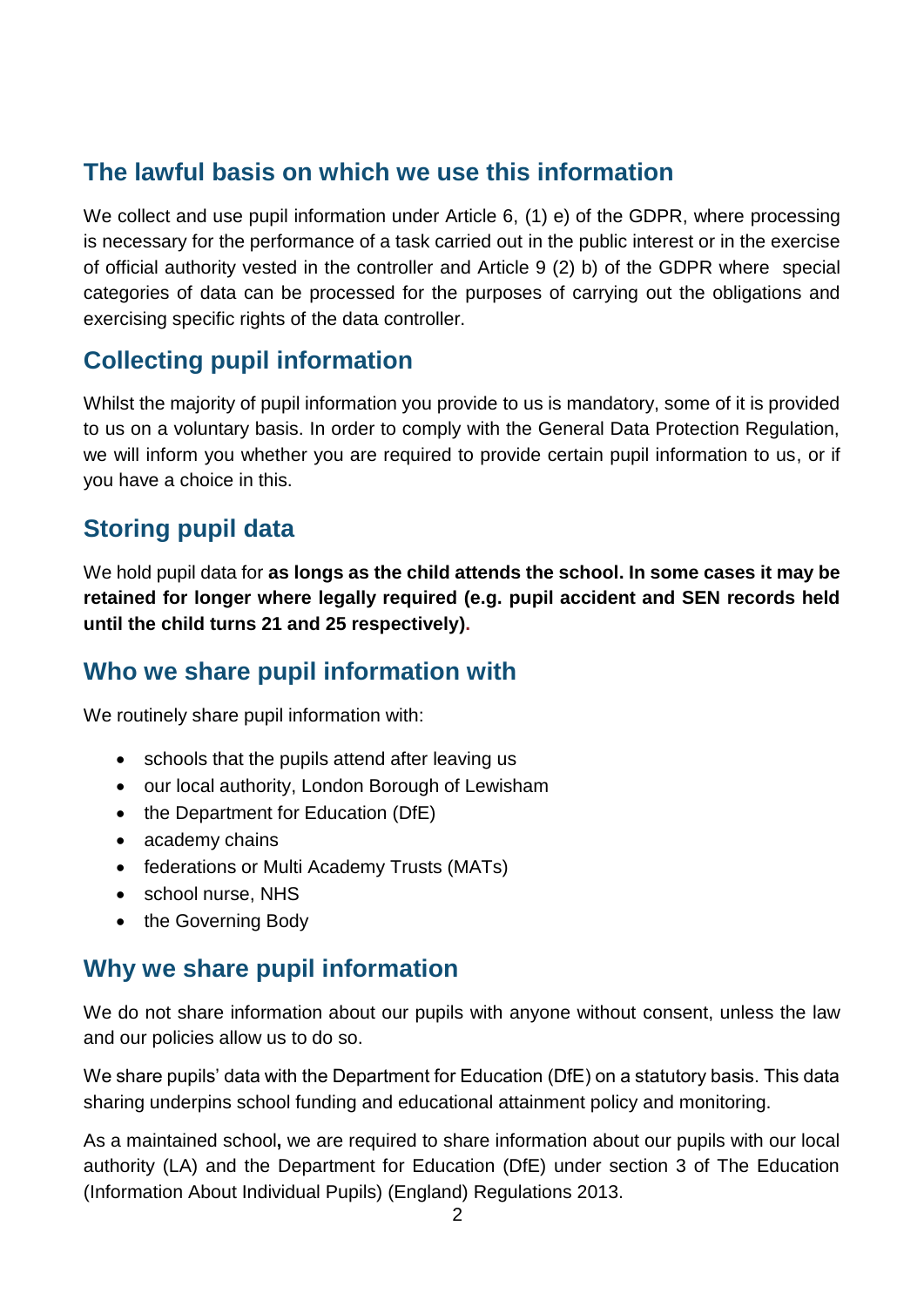## The lawful basis on which we use this information

We collect and use pupil information under Article 6, (1) e) of the GDPR, where processing is necessary for the performance of a task carried out in the public interest or in the exercise of official authority vested in the controller and Article 9 (2) b) of the GDPR where special categories of data can be processed for the purposes of carrying out the obligations and exercising specific rights of the data controller.

## Collecting pupil information

Whilst the majority of pupil information you provide to us is mandatory, some of it is provided to us on a voluntary basis. In order to comply with the General Data Protection Regulation, we will inform you whether you are required to provide certain pupil information to us, or if you have a choice in this.

## Storing pupil data

We hold pupil data for **as longs as the child attends the school. In some cases it may be retained for longer where legally required (e.g. pupil accident and SEN records held until the child turns 21 and 25 respectively).**

## Who we share pupil information with

We routinely share pupil information with:

- schools that the pupils attend after leaving us
- our local authority, London Borough of Lewisham
- the Department for Education (DfE)
- academy chains
- federations or Multi Academy Trusts (MATs)
- school nurse, NHS
- the Governing Body

## Why we share pupil information

We do not share information about our pupils with anyone without consent, unless the law and our policies allow us to do so.

We share pupils' data with the Department for Education (DfE) on a statutory basis. This data sharing underpins school funding and educational attainment policy and monitoring.

As a maintained school**,** we are required to share information about our pupils with our local authority (LA) and the Department for Education (DfE) under section 3 of The Education (Information About Individual Pupils) (England) Regulations 2013.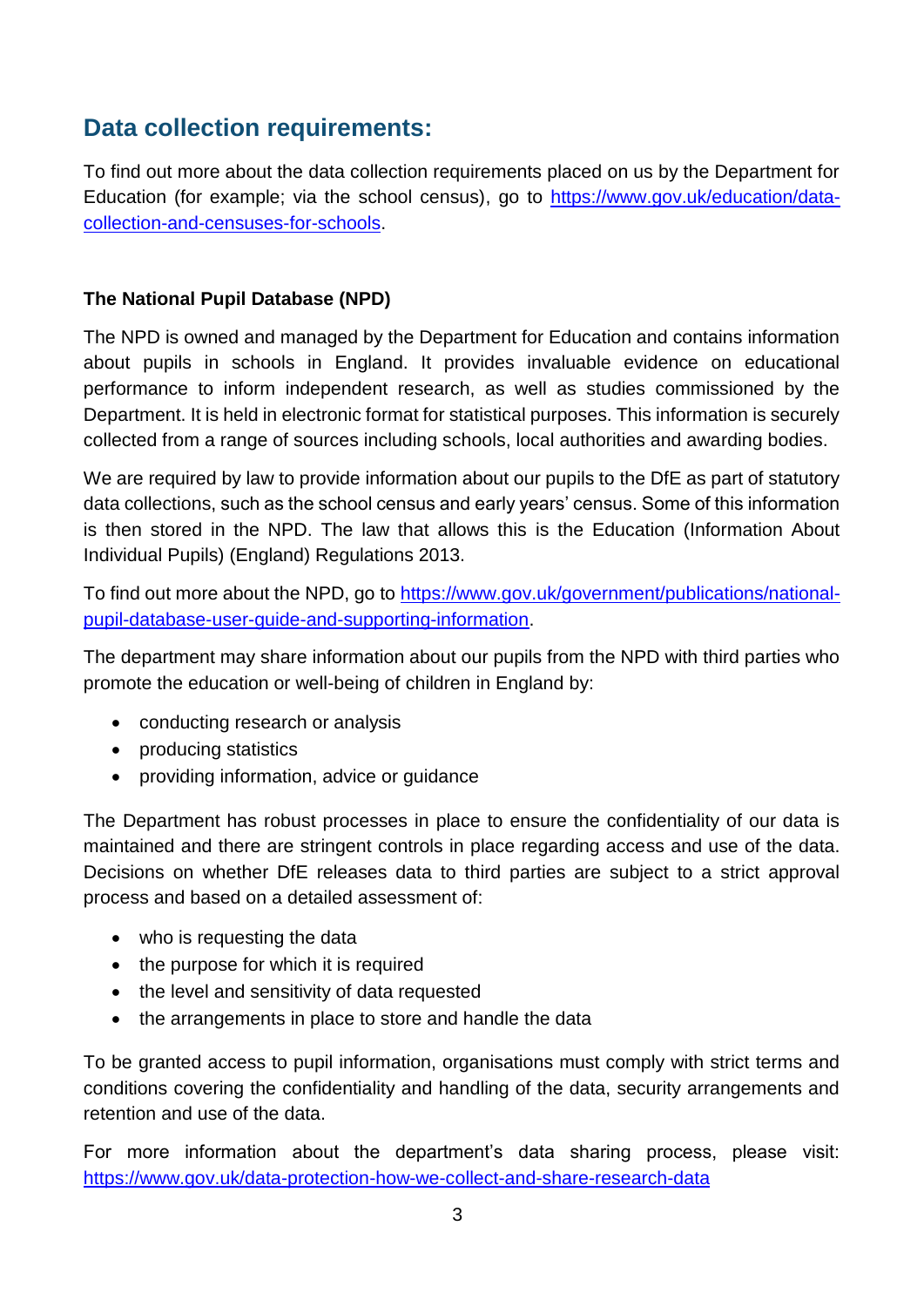## Data collection requirements:

To find out more about the data collection requirements placed on us by the Department for Education (for example; via the school census), go to [https://www.gov.uk/education/data-collection-and-censuses-for-schools](https://www.gov.uk/education/data-collection-and-censuses-for-schools).

**The National Pupil Database (NPD)**

The NPD is owned and managed by the Department for Education and contains information about pupils in schools in England. It provides invaluable evidence on educational performance to inform independent research, as well as studies commissioned by the Department. It is held in electronic format for statistical purposes. This information is securely collected from a range of sources including schools, local authorities and awarding bodies.

We are required by law to provide information about our pupils to the DfE as part of statutory data collections, such as the school census and early years' census. Some of this information is then stored in the NPD. The law that allows this is the Education (Information About Individual Pupils) (England) Regulations 2013.

To find out more about the NPD, go to [https://www.gov.uk/government/publications/national-pupil-database-user-guide-and-supporting-information](https://www.gov.uk/government/publications/national-pupil-database-user-guide-and-supporting-information).

The department may share information about our pupils from the NPD with third parties who promote the education or well-being of children in England by:

- conducting research or analysis
- producing statistics
- providing information, advice or guidance

The Department has robust processes in place to ensure the confidentiality of our data is maintained and there are stringent controls in place regarding access and use of the data. Decisions on whether DfE releases data to third parties are subject to a strict approval process and based on a detailed assessment of:

- who is requesting the data
- the purpose for which it is required
- the level and sensitivity of data requested
- the arrangements in place to store and handle the data

To be granted access to pupil information, organisations must comply with strict terms and conditions covering the confidentiality and handling of the data, security arrangements and retention and use of the data.

For more information about the department's data sharing process, please visit: [https://www.gov.uk/data-protection-how-we-collect-and-share-research-data](https://www.gov.uk/data-protection-how-we-collect-and-share-research-data)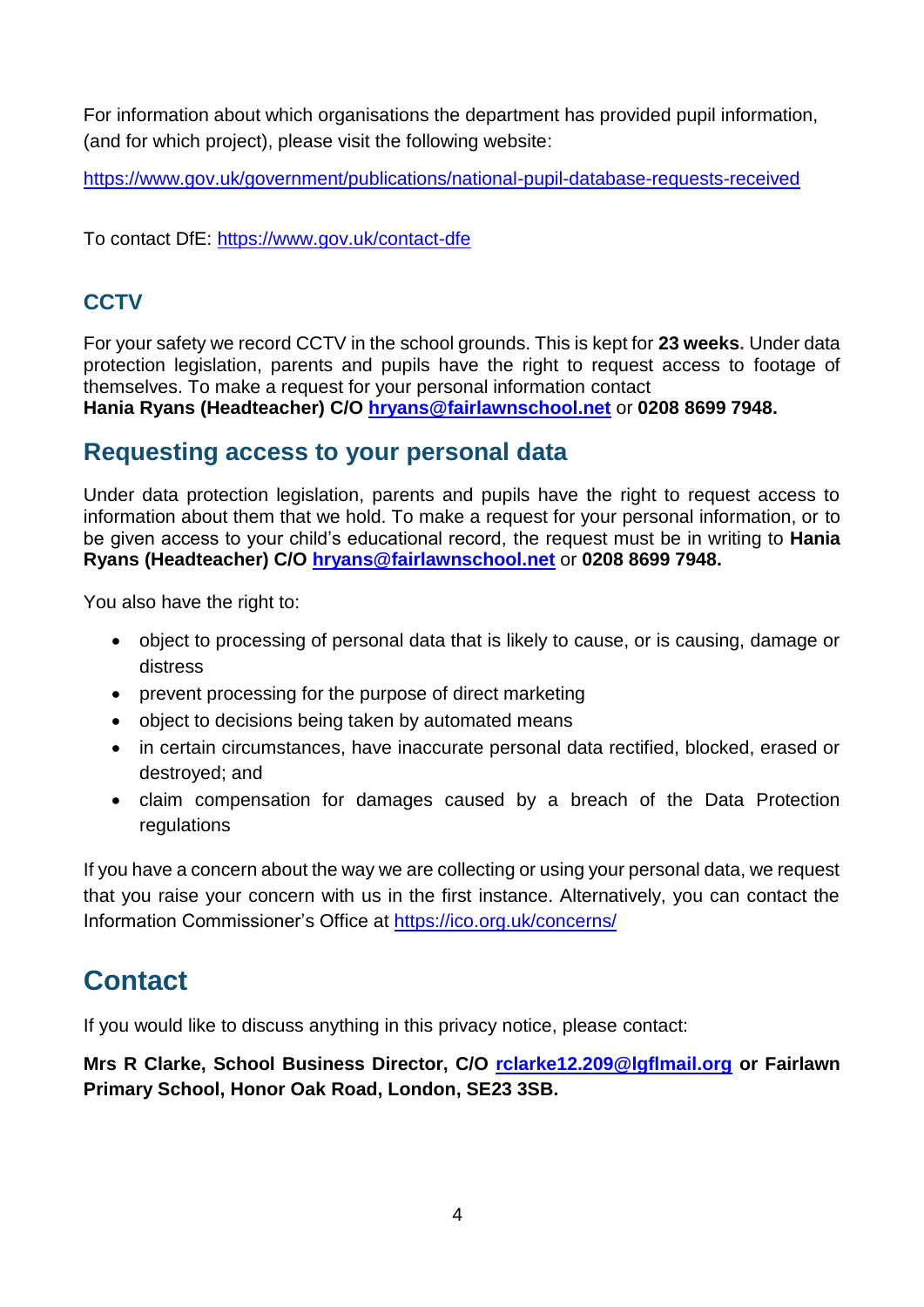For information about which organisations the department has provided pupil information, (and for which project), please visit the following website:

https://www.gov.uk/government/publications/national-pupil-database-requests-received

To contact DfE: https://www.gov.uk/contact-dfe

## CCTV

For your safety we record CCTV in the school grounds. This is kept for **23 weeks.** Under data protection legislation, parents and pupils have the right to request access to footage of themselves. To make a request for your personal information contact
**Hania Ryans (Headteacher) C/O hryans@fairlawnschool.net** or **0208 8699 7948.**

## Requesting access to your personal data

Under data protection legislation, parents and pupils have the right to request access to information about them that we hold. To make a request for your personal information, or to be given access to your child's educational record, the request must be in writing to **Hania Ryans (Headteacher) C/O hryans@fairlawnschool.net** or **0208 8699 7948.**

You also have the right to:

- object to processing of personal data that is likely to cause, or is causing, damage or distress
- prevent processing for the purpose of direct marketing
- object to decisions being taken by automated means
- in certain circumstances, have inaccurate personal data rectified, blocked, erased or destroyed; and
- claim compensation for damages caused by a breach of the Data Protection regulations

If you have a concern about the way we are collecting or using your personal data, we request that you raise your concern with us in the first instance. Alternatively, you can contact the Information Commissioner's Office at https://ico.org.uk/concerns/

# Contact

If you would like to discuss anything in this privacy notice, please contact:

**Mrs R Clarke, School Business Director, C/O rclarke12.209@lgflmail.org or Fairlawn Primary School, Honor Oak Road, London, SE23 3SB.**